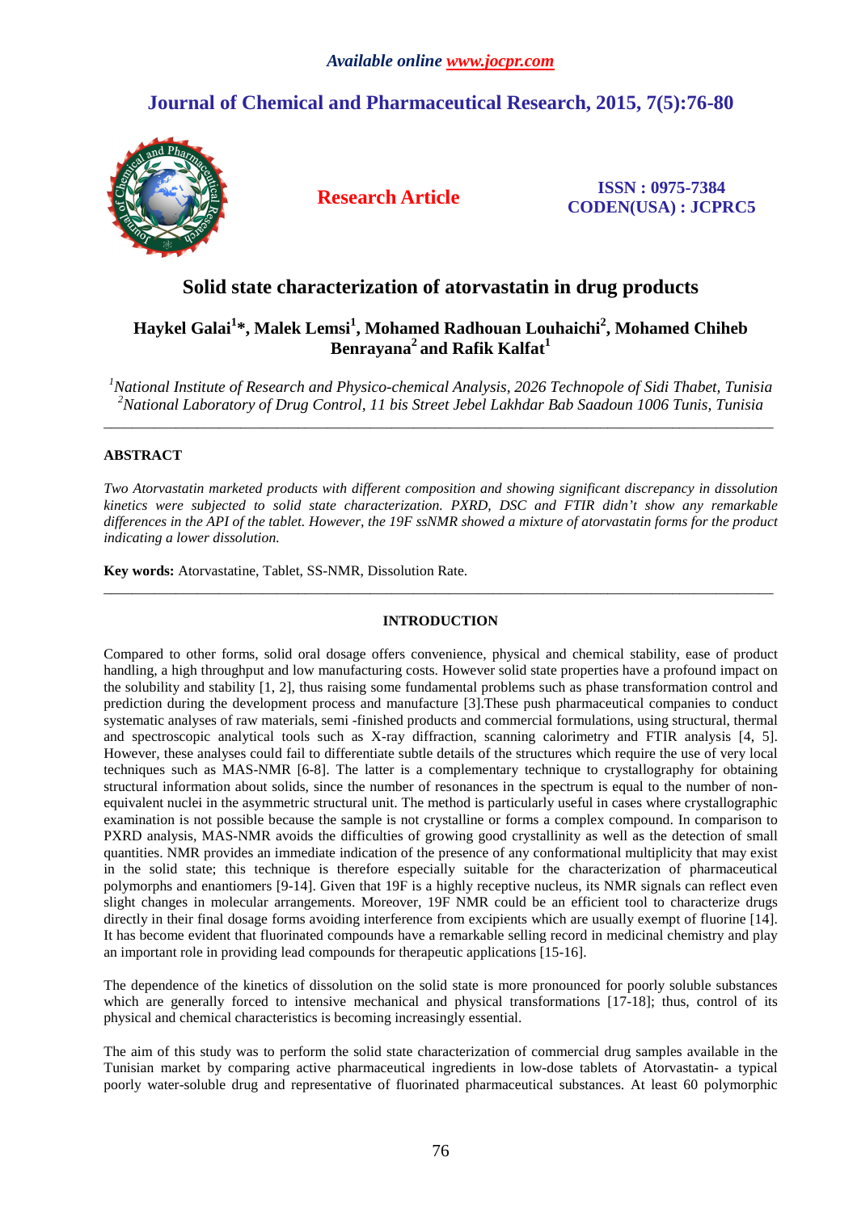# Solid state characterization of atorvastatin in drug products

**Haykel Galai[1]\*, Malek Lemsi[1], Mohamed Radhouan Louhaichi[2], Mohamed Chiheb Benrayana[2] and Rafik Kalfat[1]**

*[1]National Institute of Research and Physico-chemical Analysis, 2026 Technopole of Sidi Thabet, Tunisia*
*[2]National Laboratory of Drug Control, 11 bis Street Jebel Lakhdar Bab Saadoun 1006 Tunis, Tunisia*

---

## ABSTRACT

*Two Atorvastatin marketed products with different composition and showing significant discrepancy in dissolution kinetics were subjected to solid state characterization. PXRD, DSC and FTIR didn't show any remarkable differences in the API of the tablet. However, the 19F ssNMR showed a mixture of atorvastatin forms for the product indicating a lower dissolution.*

**Key words:** Atorvastatine, Tablet, SS-NMR, Dissolution Rate.

---

## INTRODUCTION

Compared to other forms, solid oral dosage offers convenience, physical and chemical stability, ease of product handling, a high throughput and low manufacturing costs. However solid state properties have a profound impact on the solubility and stability [1, 2], thus raising some fundamental problems such as phase transformation control and prediction during the development process and manufacture [3].These push pharmaceutical companies to conduct systematic analyses of raw materials, semi -finished products and commercial formulations, using structural, thermal and spectroscopic analytical tools such as X-ray diffraction, scanning calorimetry and FTIR analysis [4, 5]. However, these analyses could fail to differentiate subtle details of the structures which require the use of very local techniques such as MAS-NMR [6-8]. The latter is a complementary technique to crystallography for obtaining structural information about solids, since the number of resonances in the spectrum is equal to the number of non-equivalent nuclei in the asymmetric structural unit. The method is particularly useful in cases where crystallographic examination is not possible because the sample is not crystalline or forms a complex compound. In comparison to PXRD analysis, MAS-NMR avoids the difficulties of growing good crystallinity as well as the detection of small quantities. NMR provides an immediate indication of the presence of any conformational multiplicity that may exist in the solid state; this technique is therefore especially suitable for the characterization of pharmaceutical polymorphs and enantiomers [9-14]. Given that 19F is a highly receptive nucleus, its NMR signals can reflect even slight changes in molecular arrangements. Moreover, 19F NMR could be an efficient tool to characterize drugs directly in their final dosage forms avoiding interference from excipients which are usually exempt of fluorine [14]. It has become evident that fluorinated compounds have a remarkable selling record in medicinal chemistry and play an important role in providing lead compounds for therapeutic applications [15-16].

The dependence of the kinetics of dissolution on the solid state is more pronounced for poorly soluble substances which are generally forced to intensive mechanical and physical transformations [17-18]; thus, control of its physical and chemical characteristics is becoming increasingly essential.

The aim of this study was to perform the solid state characterization of commercial drug samples available in the Tunisian market by comparing active pharmaceutical ingredients in low-dose tablets of Atorvastatin- a typical poorly water-soluble drug and representative of fluorinated pharmaceutical substances. At least 60 polymorphic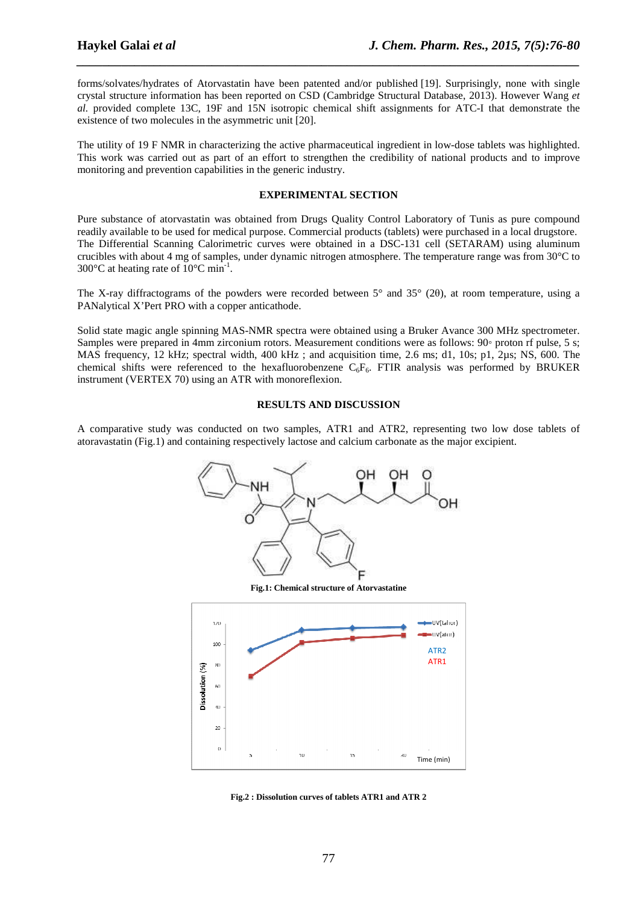forms/solvates/hydrates of Atorvastatin have been patented and/or published [19]. Surprisingly, none with single crystal structure information has been reported on CSD (Cambridge Structural Database, 2013). However Wang *et al.* provided complete 13C, 19F and 15N isotropic chemical shift assignments for ATC-I that demonstrate the existence of two molecules in the asymmetric unit [20].

The utility of 19 F NMR in characterizing the active pharmaceutical ingredient in low-dose tablets was highlighted. This work was carried out as part of an effort to strengthen the credibility of national products and to improve monitoring and prevention capabilities in the generic industry.

## EXPERIMENTAL SECTION

Pure substance of atorvastatin was obtained from Drugs Quality Control Laboratory of Tunis as pure compound readily available to be used for medical purpose. Commercial products (tablets) were purchased in a local drugstore. The Differential Scanning Calorimetric curves were obtained in a DSC-131 cell (SETARAM) using aluminum crucibles with about 4 mg of samples, under dynamic nitrogen atmosphere. The temperature range was from 30°C to 300°C at heating rate of 10°C $min^{-1}$.

The X-ray diffractograms of the powders were recorded between 5° and 35° (2θ), at room temperature, using a PANalytical X'Pert PRO with a copper anticathode.

Solid state magic angle spinning MAS-NMR spectra were obtained using a Bruker Avance 300 MHz spectrometer. Samples were prepared in 4mm zirconium rotors. Measurement conditions were as follows: 90◦ proton rf pulse, 5 s; MAS frequency, 12 kHz; spectral width, 400 kHz ; and acquisition time, 2.6 ms; d1, 10s; p1, 2µs; NS, 600. The chemical shifts were referenced to the hexafluorobenzene $C_6F_6$. FTIR analysis was performed by BRUKER instrument (VERTEX 70) using an ATR with monoreflexion.

## RESULTS AND DISCUSSION

A comparative study was conducted on two samples, ATR1 and ATR2, representing two low dose tablets of atoravastatin (Fig.1) and containing respectively lactose and calcium carbonate as the major excipient.

**Fig.1: Chemical structure of Atorvastatine**

Dissolution (%)
Time (min)
ATR2
ATR1

**Fig.2 : Dissolution curves of tablets ATR1 and ATR 2**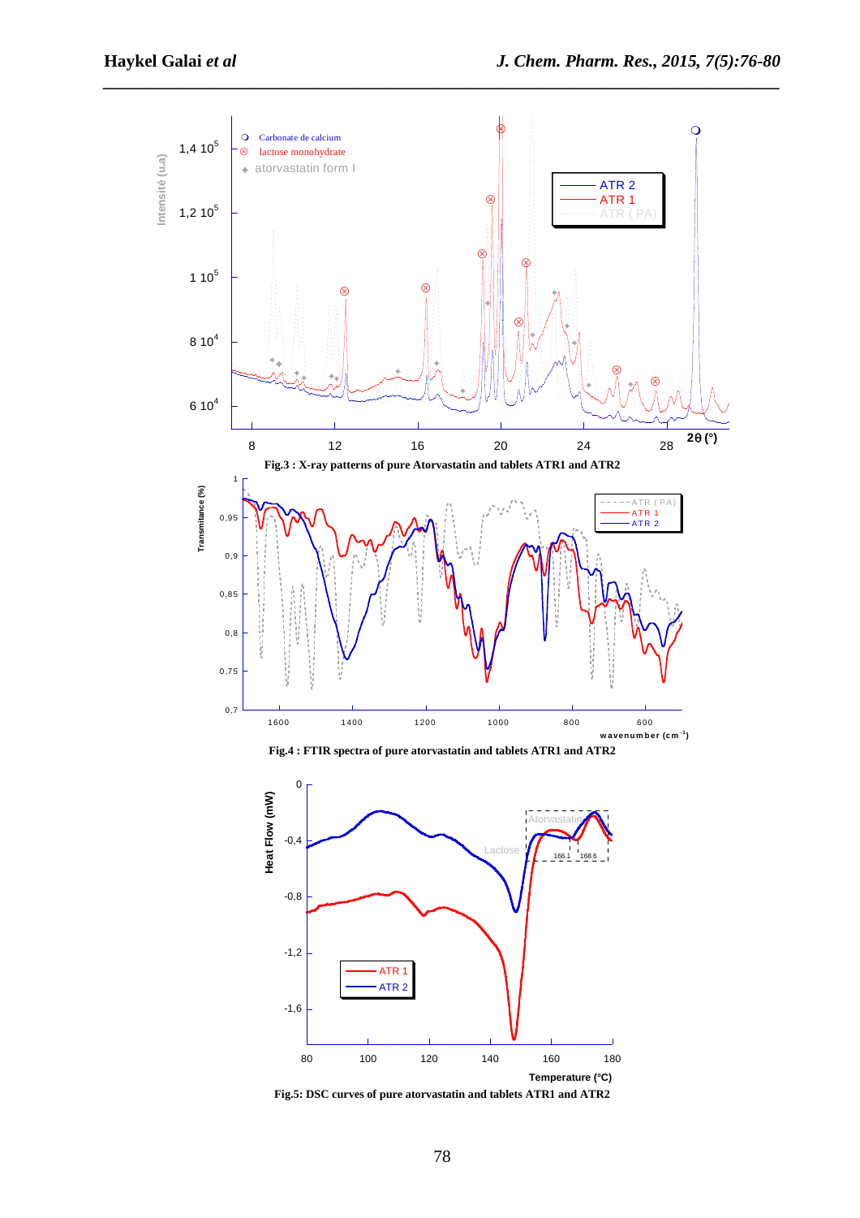Carbonate de calcium
lactose monohydrate
atorvastatin form I

Intensité (u.a)

1,4 $10^5$
1,2 $10^5$
1 $10^5$
8 $10^4$
6 $10^4$

ATR 2
ATR 1
ATR ( PA)

8
12
16
20
24
28
2θ (°)

**Fig.3 : X-ray patterns of pure Atorvastatin and tablets ATR1 and ATR2**

Transmitance (%)

1
0,95
0,9
0,85
0,8
0,75
0,7

ATR ( PA)
ATR 1
ATR 2

1600
1400
1200
1000
800
600
wavenumber ($cm^{-1}$)

**Fig.4 : FTIR spectra of pure atorvastatin and tablets ATR1 and ATR2**

Heat Flow (mW)

0
-0,4
-0,8
-1,2
-1,6

Atorvastatin
Lactose
166.1
168.6

ATR 1
ATR 2

80
100
120
140
160
180
Temperature (°C)

**Fig.5: DSC curves of pure atorvastatin and tablets ATR1 and ATR2**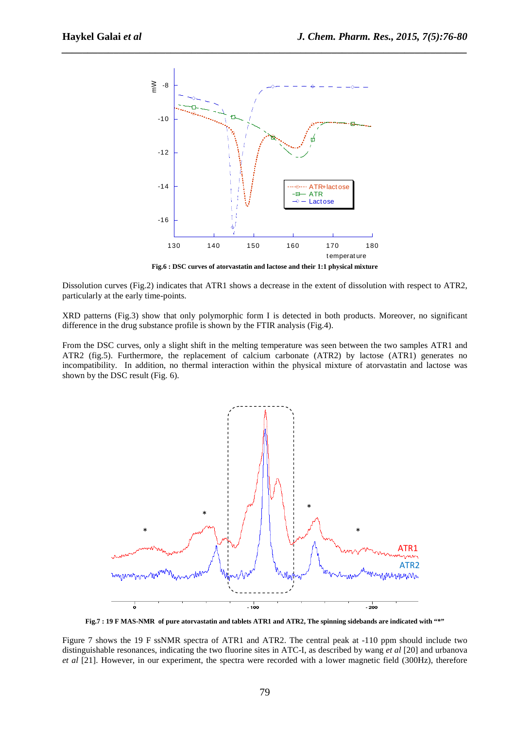mW
-8
-10
-12
-14
-16
130
140
150
160
170
180
temperature
ATR+lactose
ATR
Lactose

**Fig.6 : DSC curves of atorvastatin and lactose and their 1:1 physical mixture**

Dissolution curves (Fig.2) indicates that ATR1 shows a decrease in the extent of dissolution with respect to ATR2, particularly at the early time-points.

XRD patterns (Fig.3) show that only polymorphic form I is detected in both products. Moreover, no significant difference in the drug substance profile is shown by the FTIR analysis (Fig.4).

From the DSC curves, only a slight shift in the melting temperature was seen between the two samples ATR1 and ATR2 (fig.5). Furthermore, the replacement of calcium carbonate (ATR2) by lactose (ATR1) generates no incompatibility. In addition, no thermal interaction within the physical mixture of atorvastatin and lactose was shown by the DSC result (Fig. 6).

*
*
*
*
ATR1
ATR2
0
- 100
- 200

**Fig.7 : 19 F MAS-NMR of pure atorvastatin and tablets ATR1 and ATR2, The spinning sidebands are indicated with "*"**

Figure 7 shows the 19 F ssNMR spectra of ATR1 and ATR2. The central peak at -110 ppm should include two distinguishable resonances, indicating the two fluorine sites in ATC-I, as described by wang *et al* [20] and urbanova *et al* [21]. However, in our experiment, the spectra were recorded with a lower magnetic field (300Hz), therefore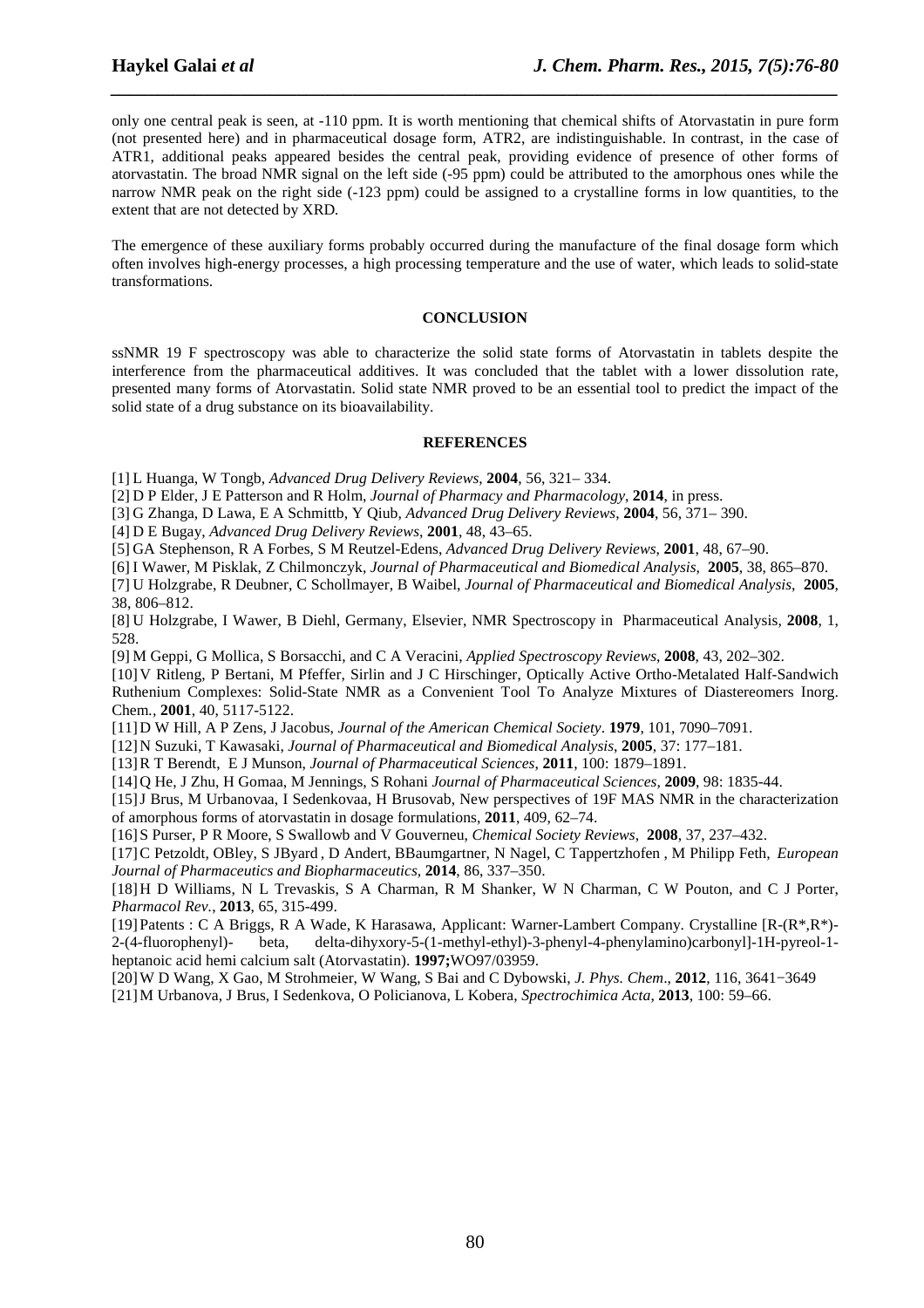only one central peak is seen, at -110 ppm. It is worth mentioning that chemical shifts of Atorvastatin in pure form (not presented here) and in pharmaceutical dosage form, ATR2, are indistinguishable. In contrast, in the case of ATR1, additional peaks appeared besides the central peak, providing evidence of presence of other forms of atorvastatin. The broad NMR signal on the left side (-95 ppm) could be attributed to the amorphous ones while the narrow NMR peak on the right side (-123 ppm) could be assigned to a crystalline forms in low quantities, to the extent that are not detected by XRD.

The emergence of these auxiliary forms probably occurred during the manufacture of the final dosage form which often involves high-energy processes, a high processing temperature and the use of water, which leads to solid-state transformations.

## CONCLUSION

ssNMR 19 F spectroscopy was able to characterize the solid state forms of Atorvastatin in tablets despite the interference from the pharmaceutical additives. It was concluded that the tablet with a lower dissolution rate, presented many forms of Atorvastatin. Solid state NMR proved to be an essential tool to predict the impact of the solid state of a drug substance on its bioavailability.

## REFERENCES

[1] L Huanga, W Tongb, *Advanced Drug Delivery Reviews*, **2004**, 56, 321– 334.

[2] D P Elder, J E Patterson and R Holm, *Journal of Pharmacy and Pharmacology*, **2014**, in press.

[3] G Zhanga, D Lawa, E A Schmittb, Y Qiub, *Advanced Drug Delivery Reviews*, **2004**, 56, 371– 390.

[4] D E Bugay, *Advanced Drug Delivery Reviews*, **2001**, 48, 43–65.

[5] GA Stephenson, R A Forbes, S M Reutzel-Edens, *Advanced Drug Delivery Reviews*, **2001**, 48, 67–90.

[6] I Wawer, M Pisklak, Z Chilmonczyk, *Journal of Pharmaceutical and Biomedical Analysis*, **2005**, 38, 865–870.

[7] U Holzgrabe, R Deubner, C Schollmayer, B Waibel, *Journal of Pharmaceutical and Biomedical Analysis*, **2005**, 38, 806–812.

[8] U Holzgrabe, I Wawer, B Diehl, Germany, Elsevier, NMR Spectroscopy in Pharmaceutical Analysis, **2008**, 1, 528.

[9] M Geppi, G Mollica, S Borsacchi, and C A Veracini, *Applied Spectroscopy Reviews*, **2008**, 43, 202–302.

[10] V Ritleng, P Bertani, M Pfeffer, Sirlin and J C Hirschinger, Optically Active Ortho-Metalated Half-Sandwich Ruthenium Complexes: Solid-State NMR as a Convenient Tool To Analyze Mixtures of Diastereomers Inorg. Chem., **2001**, 40, 5117-5122.

[11] D W Hill, A P Zens, J Jacobus, *Journal of the American Chemical Society*. **1979**, 101, 7090–7091.

[12] N Suzuki, T Kawasaki, *Journal of Pharmaceutical and Biomedical Analysis*, **2005**, 37: 177–181.

[13] R T Berendt, E J Munson, *Journal of Pharmaceutical Sciences*, **2011**, 100: 1879–1891.

[14] Q He, J Zhu, H Gomaa, M Jennings, S Rohani *Journal of Pharmaceutical Sciences*, **2009**, 98: 1835-44.

[15] J Brus, M Urbanovaa, I Sedenkovaa, H Brusovab, New perspectives of 19F MAS NMR in the characterization of amorphous forms of atorvastatin in dosage formulations, **2011**, 409, 62–74.

[16] S Purser, P R Moore, S Swallowb and V Gouverneu, *Chemical Society Reviews*, **2008**, 37, 237–432.

[17] C Petzoldt, OBley, S JByard , D Andert, BBaumgartner, N Nagel, C Tappertzhofen , M Philipp Feth, *European Journal of Pharmaceutics and Biopharmaceutics*, **2014**, 86, 337–350.

[18] H D Williams, N L Trevaskis, S A Charman, R M Shanker, W N Charman, C W Pouton, and C J Porter, *Pharmacol Rev.*, **2013**, 65, 315-499.

[19] Patents : C A Briggs, R A Wade, K Harasawa, Applicant: Warner-Lambert Company. Crystalline [R-(R*,R*)-2-(4-fluorophenyl)- beta, delta-dihyxory-5-(1-methyl-ethyl)-3-phenyl-4-phenylamino)carbonyl]-1H-pyreol-1-heptanoic acid hemi calcium salt (Atorvastatin). **1997;**WO97/03959.

[20] W D Wang, X Gao, M Strohmeier, W Wang, S Bai and C Dybowski, *J. Phys. Chem*., **2012**, 116, 3641−3649

[21] M Urbanova, J Brus, I Sedenkova, O Policianova, L Kobera, *Spectrochimica Acta*, **2013**, 100: 59–66.